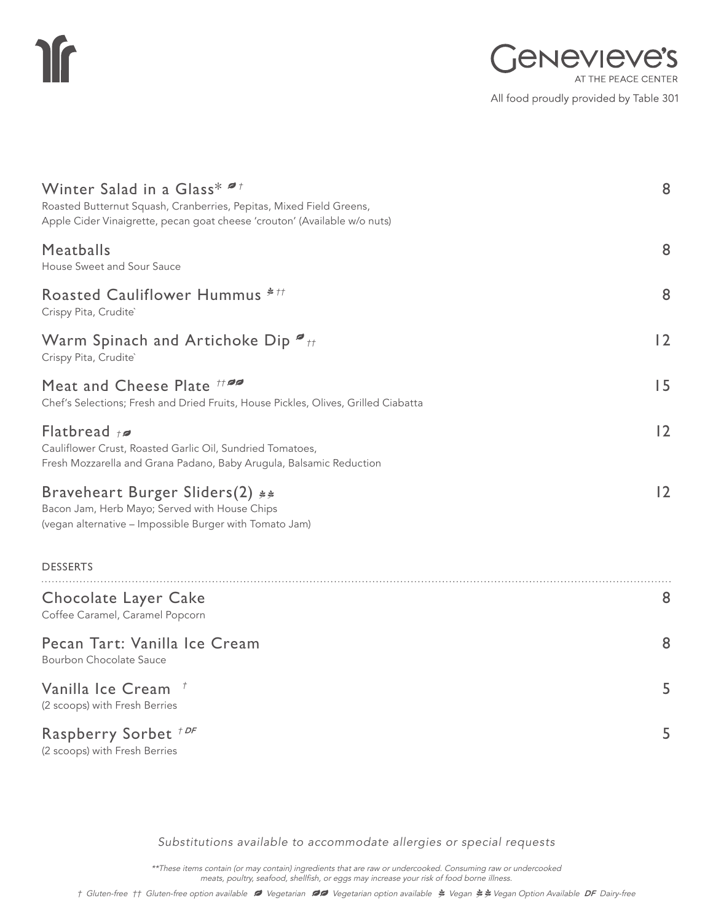# Genevieve's

AT THE PEACE CENTER

All food proudly provided by Table 301

## Winter Salad in a Glass* (Vegetarian) † — 8

Roasted Butternut Squash, Cranberries, Pepitas, Mixed Field Greens, Apple Cider Vinaigrette, pecan goat cheese 'crouton' (Available w/o nuts)

## Meatballs — 8

House Sweet and Sour Sauce

## Roasted Cauliflower Hummus (Vegan) †† — 8

Crispy Pita, Crudite`

## Warm Spinach and Artichoke Dip (Vegetarian) †† — 12

Crispy Pita, Crudite`

## Meat and Cheese Plate †† (Vegetarian option available) — 15

Chef's Selections; Fresh and Dried Fruits, House Pickles, Olives, Grilled Ciabatta

## Flatbread † (Vegetarian) — 12

Cauliflower Crust, Roasted Garlic Oil, Sundried Tomatoes, Fresh Mozzarella and Grana Padano, Baby Arugula, Balsamic Reduction

## Braveheart Burger Sliders(2) (Vegan Option Available) — 12

Bacon Jam, Herb Mayo; Served with House Chips (vegan alternative – Impossible Burger with Tomato Jam)

## DESSERTS

## Chocolate Layer Cake — 8

Coffee Caramel, Caramel Popcorn

## Pecan Tart: Vanilla Ice Cream — 8

Bourbon Chocolate Sauce

## Vanilla Ice Cream † — 5

(2 scoops) with Fresh Berries

## Raspberry Sorbet † DF — 5

(2 scoops) with Fresh Berries

*Substitutions available to accommodate allergies or special requests*

*\*\*These items contain (or may contain) ingredients that are raw or undercooked. Consuming raw or undercooked meats, poultry, seafood, shellfish, or eggs may increase your risk of food borne illness.*

*† Gluten-free †† Gluten-free option available (Vegetarian) Vegetarian (Vegetarian option available) Vegetarian option available (Vegan) Vegan (Vegan Option Available) Vegan Option Available DF Dairy-free*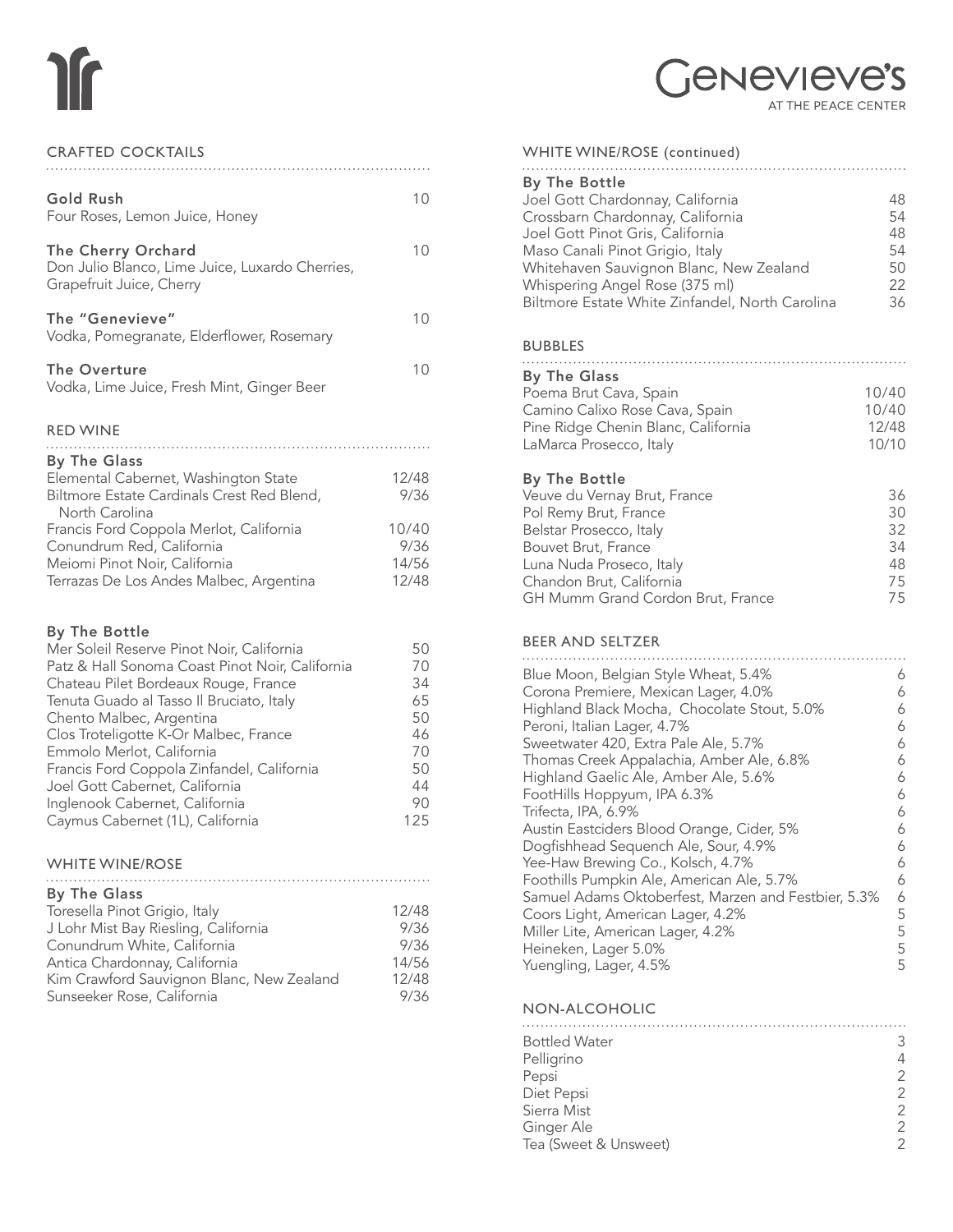# Genevieve's

AT THE PEACE CENTER

## CRAFTED COCKTAILS

| | |
|---|---|
| **Gold Rush**<br>Four Roses, Lemon Juice, Honey | 10 |
| **The Cherry Orchard**<br>Don Julio Blanco, Lime Juice, Luxardo Cherries, Grapefruit Juice, Cherry | 10 |
| **The "Genevieve"**<br>Vodka, Pomegranate, Elderflower, Rosemary | 10 |
| **The Overture**<br>Vodka, Lime Juice, Fresh Mint, Ginger Beer | 10 |

## RED WINE

### By The Glass

| | |
|---|---|
| Elemental Cabernet, Washington State | 12/48 |
| Biltmore Estate Cardinals Crest Red Blend, North Carolina | 9/36 |
| Francis Ford Coppola Merlot, California | 10/40 |
| Conundrum Red, California | 9/36 |
| Meiomi Pinot Noir, California | 14/56 |
| Terrazas De Los Andes Malbec, Argentina | 12/48 |

### By The Bottle

| | |
|---|---|
| Mer Soleil Reserve Pinot Noir, California | 50 |
| Patz & Hall Sonoma Coast Pinot Noir, California | 70 |
| Chateau Pilet Bordeaux Rouge, France | 34 |
| Tenuta Guado al Tasso Il Bruciato, Italy | 65 |
| Chento Malbec, Argentina | 50 |
| Clos Troteligotte K-Or Malbec, France | 46 |
| Emmolo Merlot, California | 70 |
| Francis Ford Coppola Zinfandel, California | 50 |
| Joel Gott Cabernet, California | 44 |
| Inglenook Cabernet, California | 90 |
| Caymus Cabernet (1L), California | 125 |

## WHITE WINE/ROSE

### By The Glass

| | |
|---|---|
| Toresella Pinot Grigio, Italy | 12/48 |
| J Lohr Mist Bay Riesling, California | 9/36 |
| Conundrum White, California | 9/36 |
| Antica Chardonnay, California | 14/56 |
| Kim Crawford Sauvignon Blanc, New Zealand | 12/48 |
| Sunseeker Rose, California | 9/36 |

## WHITE WINE/ROSE (continued)

### By The Bottle

| | |
|---|---|
| Joel Gott Chardonnay, California | 48 |
| Crossbarn Chardonnay, California | 54 |
| Joel Gott Pinot Gris, California | 48 |
| Maso Canali Pinot Grigio, Italy | 54 |
| Whitehaven Sauvignon Blanc, New Zealand | 50 |
| Whispering Angel Rose (375 ml) | 22 |
| Biltmore Estate White Zinfandel, North Carolina | 36 |

## BUBBLES

### By The Glass

| | |
|---|---|
| Poema Brut Cava, Spain | 10/40 |
| Camino Calixo Rose Cava, Spain | 10/40 |
| Pine Ridge Chenin Blanc, California | 12/48 |
| LaMarca Prosecco, Italy | 10/10 |

### By The Bottle

| | |
|---|---|
| Veuve du Vernay Brut, France | 36 |
| Pol Remy Brut, France | 30 |
| Belstar Prosecco, Italy | 32 |
| Bouvet Brut, France | 34 |
| Luna Nuda Proseco, Italy | 48 |
| Chandon Brut, California | 75 |
| GH Mumm Grand Cordon Brut, France | 75 |

## BEER AND SELTZER

| | |
|---|---|
| Blue Moon, Belgian Style Wheat, 5.4% | 6 |
| Corona Premiere, Mexican Lager, 4.0% | 6 |
| Highland Black Mocha, Chocolate Stout, 5.0% | 6 |
| Peroni, Italian Lager, 4.7% | 6 |
| Sweetwater 420, Extra Pale Ale, 5.7% | 6 |
| Thomas Creek Appalachia, Amber Ale, 6.8% | 6 |
| Highland Gaelic Ale, Amber Ale, 5.6% | 6 |
| FootHills Hoppyum, IPA 6.3% | 6 |
| Trifecta, IPA, 6.9% | 6 |
| Austin Eastciders Blood Orange, Cider, 5% | 6 |
| Dogfishhead Sequench Ale, Sour, 4.9% | 6 |
| Yee-Haw Brewing Co., Kolsch, 4.7% | 6 |
| Foothills Pumpkin Ale, American Ale, 5.7% | 6 |
| Samuel Adams Oktoberfest, Marzen and Festbier, 5.3% | 6 |
| Coors Light, American Lager, 4.2% | 5 |
| Miller Lite, American Lager, 4.2% | 5 |
| Heineken, Lager 5.0% | 5 |
| Yuengling, Lager, 4.5% | 5 |

## NON-ALCOHOLIC

| | |
|---|---|
| Bottled Water | 3 |
| Pelligrino | 4 |
| Pepsi | 2 |
| Diet Pepsi | 2 |
| Sierra Mist | 2 |
| Ginger Ale | 2 |
| Tea (Sweet & Unsweet) | 2 |